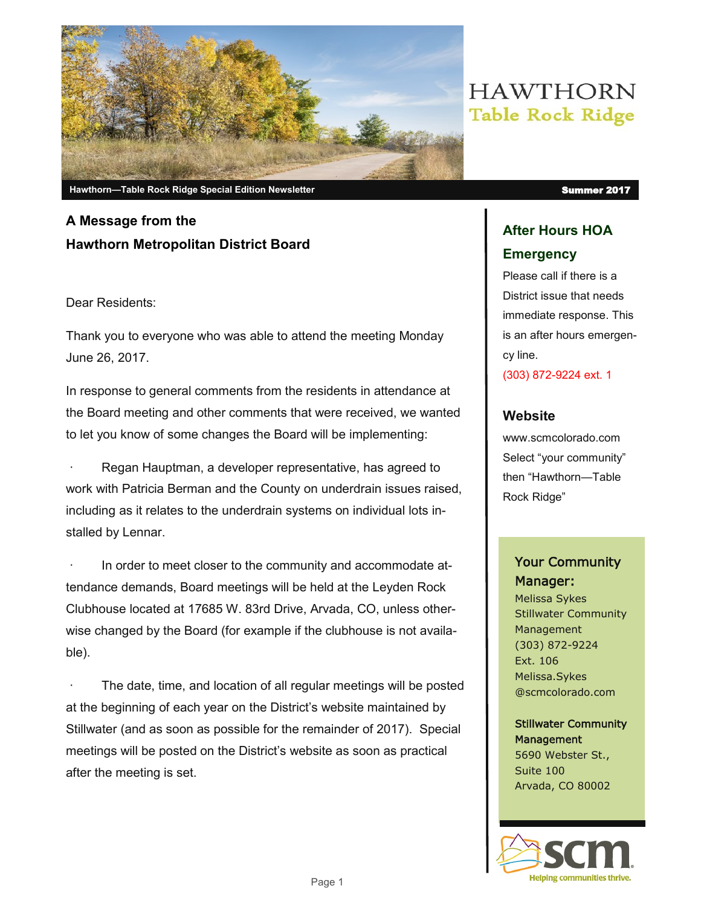# HAWTHORN
## Table Rock Ridge

**Hawthorn—Table Rock Ridge Special Edition Newsletter** | **Summer 2017**

## A Message from the Hawthorn Metropolitan District Board

Dear Residents:

Thank you to everyone who was able to attend the meeting Monday June 26, 2017.

In response to general comments from the residents in attendance at the Board meeting and other comments that were received, we wanted to let you know of some changes the Board will be implementing:

- Regan Hauptman, a developer representative, has agreed to work with Patricia Berman and the County on underdrain issues raised, including as it relates to the underdrain systems on individual lots installed by Lennar.

- In order to meet closer to the community and accommodate attendance demands, Board meetings will be held at the Leyden Rock Clubhouse located at 17685 W. 83rd Drive, Arvada, CO, unless otherwise changed by the Board (for example if the clubhouse is not available).

- The date, time, and location of all regular meetings will be posted at the beginning of each year on the District's website maintained by Stillwater (and as soon as possible for the remainder of 2017). Special meetings will be posted on the District's website as soon as practical after the meeting is set.

### After Hours HOA Emergency

Please call if there is a District issue that needs immediate response. This is an after hours emergency line.

(303) 872-9224 ext. 1

### Website

www.scmcolorado.com

Select "your community" then "Hawthorn—Table Rock Ridge"

### Your Community Manager:

Melissa Sykes
Stillwater Community Management
(303) 872-9224
Ext. 106
Melissa.Sykes@scmcolorado.com

**Stillwater Community Management**
5690 Webster St.,
Suite 100
Arvada, CO 80002

scm — Helping communities thrive.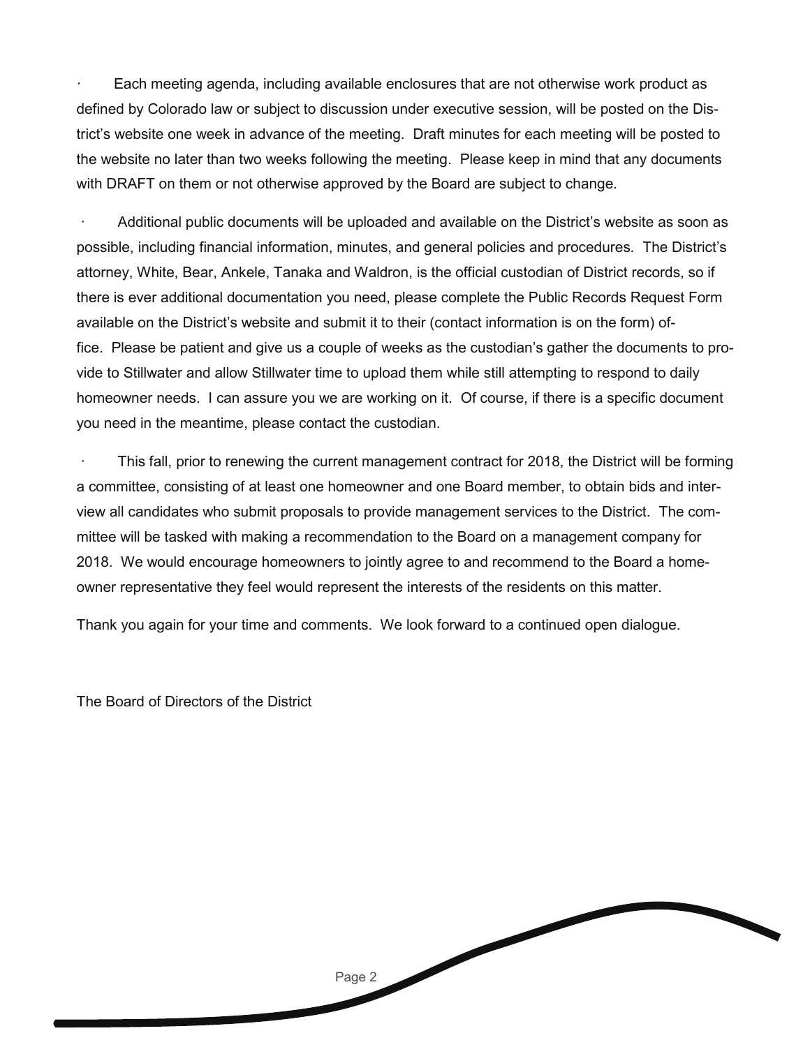- Each meeting agenda, including available enclosures that are not otherwise work product as defined by Colorado law or subject to discussion under executive session, will be posted on the District's website one week in advance of the meeting. Draft minutes for each meeting will be posted to the website no later than two weeks following the meeting. Please keep in mind that any documents with DRAFT on them or not otherwise approved by the Board are subject to change.

- Additional public documents will be uploaded and available on the District's website as soon as possible, including financial information, minutes, and general policies and procedures. The District's attorney, White, Bear, Ankele, Tanaka and Waldron, is the official custodian of District records, so if there is ever additional documentation you need, please complete the Public Records Request Form available on the District's website and submit it to their (contact information is on the form) office. Please be patient and give us a couple of weeks as the custodian's gather the documents to provide to Stillwater and allow Stillwater time to upload them while still attempting to respond to daily homeowner needs. I can assure you we are working on it. Of course, if there is a specific document you need in the meantime, please contact the custodian.

- This fall, prior to renewing the current management contract for 2018, the District will be forming a committee, consisting of at least one homeowner and one Board member, to obtain bids and interview all candidates who submit proposals to provide management services to the District. The committee will be tasked with making a recommendation to the Board on a management company for 2018. We would encourage homeowners to jointly agree to and recommend to the Board a homeowner representative they feel would represent the interests of the residents on this matter.

Thank you again for your time and comments. We look forward to a continued open dialogue.

The Board of Directors of the District